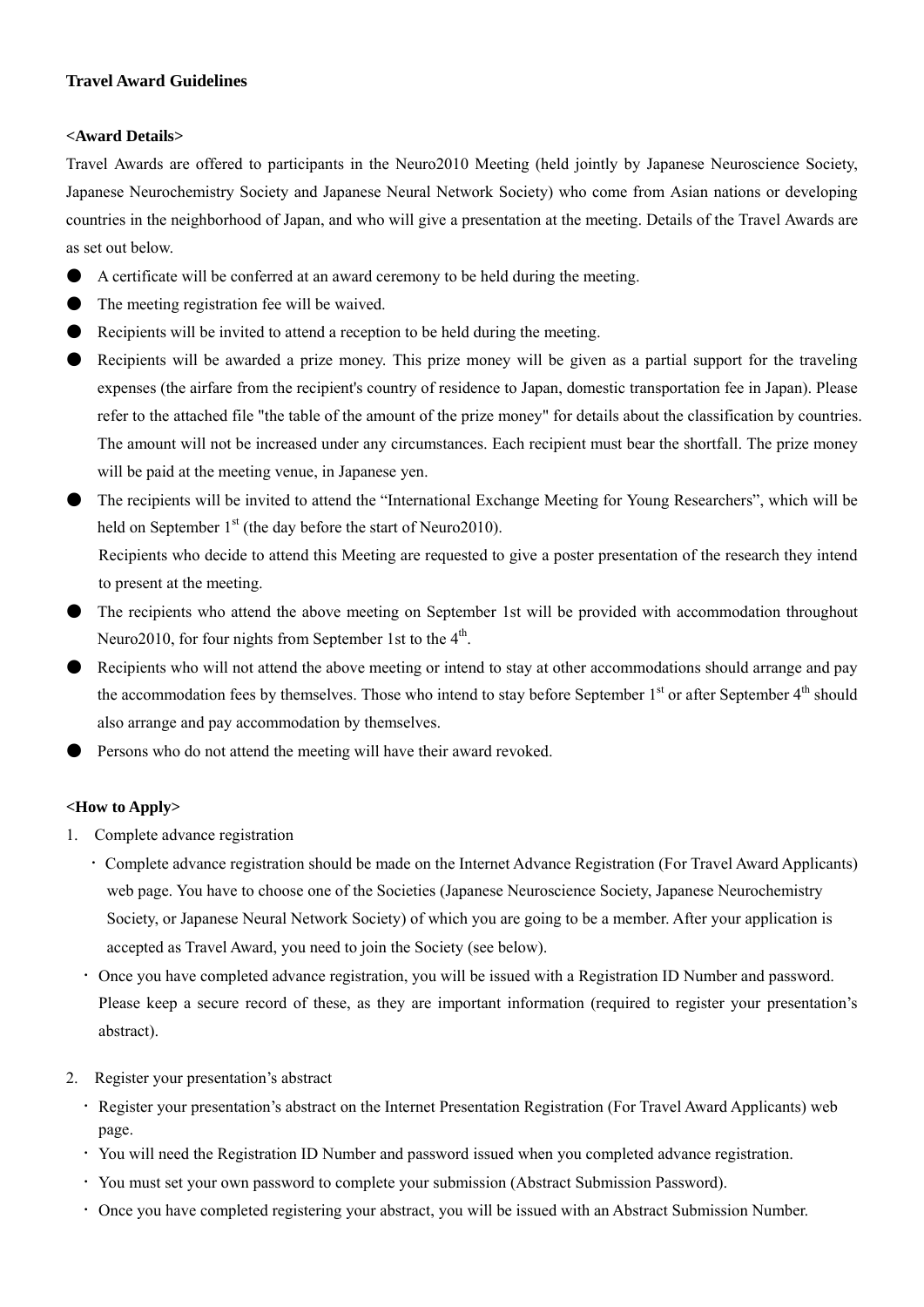**Travel Award Guidelines**

**<Award Details>**

Travel Awards are offered to participants in the Neuro2010 Meeting (held jointly by Japanese Neuroscience Society, Japanese Neurochemistry Society and Japanese Neural Network Society) who come from Asian nations or developing countries in the neighborhood of Japan, and who will give a presentation at the meeting. Details of the Travel Awards are as set out below.

- A certificate will be conferred at an award ceremony to be held during the meeting.
- The meeting registration fee will be waived.
- Recipients will be invited to attend a reception to be held during the meeting.
- Recipients will be awarded a prize money. This prize money will be given as a partial support for the traveling expenses (the airfare from the recipient's country of residence to Japan, domestic transportation fee in Japan). Please refer to the attached file "the table of the amount of the prize money" for details about the classification by countries. The amount will not be increased under any circumstances. Each recipient must bear the shortfall. The prize money will be paid at the meeting venue, in Japanese yen.
- The recipients will be invited to attend the "International Exchange Meeting for Young Researchers", which will be held on September 1st (the day before the start of Neuro2010).
  Recipients who decide to attend this Meeting are requested to give a poster presentation of the research they intend to present at the meeting.
- The recipients who attend the above meeting on September 1st will be provided with accommodation throughout Neuro2010, for four nights from September 1st to the 4th.
- Recipients who will not attend the above meeting or intend to stay at other accommodations should arrange and pay the accommodation fees by themselves. Those who intend to stay before September 1st or after September 4th should also arrange and pay accommodation by themselves.
- Persons who do not attend the meeting will have their award revoked.

**<How to Apply>**

1. Complete advance registration
   - Complete advance registration should be made on the Internet Advance Registration (For Travel Award Applicants) web page. You have to choose one of the Societies (Japanese Neuroscience Society, Japanese Neurochemistry Society, or Japanese Neural Network Society) of which you are going to be a member. After your application is accepted as Travel Award, you need to join the Society (see below).
   - Once you have completed advance registration, you will be issued with a Registration ID Number and password. Please keep a secure record of these, as they are important information (required to register your presentation's abstract).

2. Register your presentation's abstract
   - Register your presentation's abstract on the Internet Presentation Registration (For Travel Award Applicants) web page.
   - You will need the Registration ID Number and password issued when you completed advance registration.
   - You must set your own password to complete your submission (Abstract Submission Password).
   - Once you have completed registering your abstract, you will be issued with an Abstract Submission Number.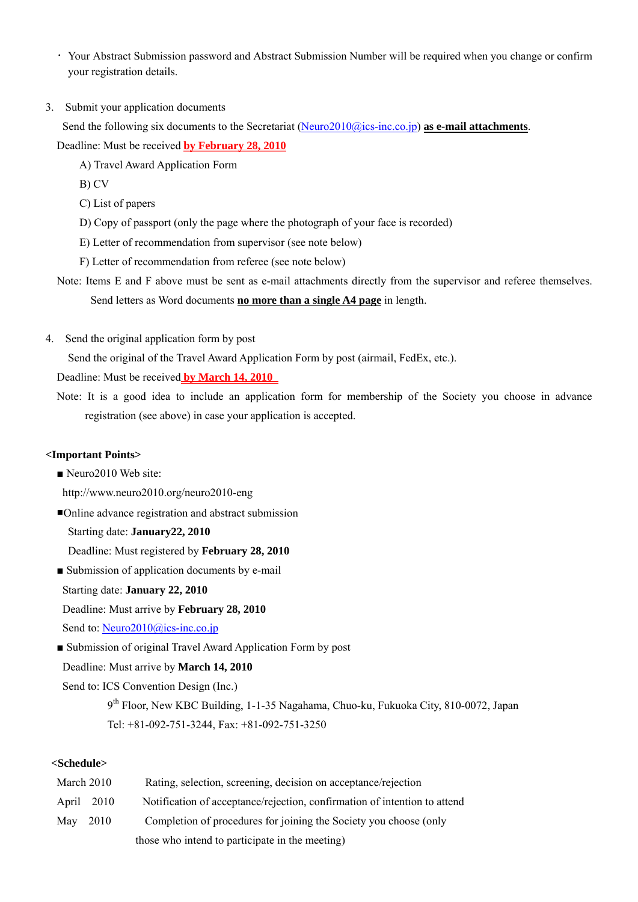・ Your Abstract Submission password and Abstract Submission Number will be required when you change or confirm your registration details.

3. Submit your application documents

   Send the following six documents to the Secretariat (Neuro2010@ics-inc.co.jp) **as e-mail attachments**.

   Deadline: Must be received **by February 28, 2010**

   A) Travel Award Application Form

   B) CV

   C) List of papers

   D) Copy of passport (only the page where the photograph of your face is recorded)

   E) Letter of recommendation from supervisor (see note below)

   F) Letter of recommendation from referee (see note below)

   Note: Items E and F above must be sent as e-mail attachments directly from the supervisor and referee themselves. Send letters as Word documents **no more than a single A4 page** in length.

4. Send the original application form by post

   Send the original of the Travel Award Application Form by post (airmail, FedEx, etc.).

   Deadline: Must be received **by March 14, 2010**

   Note: It is a good idea to include an application form for membership of the Society you choose in advance registration (see above) in case your application is accepted.

**<Important Points>**

■ Neuro2010 Web site:

http://www.neuro2010.org/neuro2010-eng

■Online advance registration and abstract submission

Starting date: **January22, 2010**

Deadline: Must registered by **February 28, 2010**

■ Submission of application documents by e-mail

Starting date: **January 22, 2010**

Deadline: Must arrive by **February 28, 2010**

Send to: Neuro2010@ics-inc.co.jp

■ Submission of original Travel Award Application Form by post

Deadline: Must arrive by **March 14, 2010**

Send to: ICS Convention Design (Inc.)

9th Floor, New KBC Building, 1-1-35 Nagahama, Chuo-ku, Fukuoka City, 810-0072, Japan

Tel: +81-092-751-3244, Fax: +81-092-751-3250

**<Schedule>**

| | |
|---|---|
| March 2010 | Rating, selection, screening, decision on acceptance/rejection |
| April 2010 | Notification of acceptance/rejection, confirmation of intention to attend |
| May 2010 | Completion of procedures for joining the Society you choose (only those who intend to participate in the meeting) |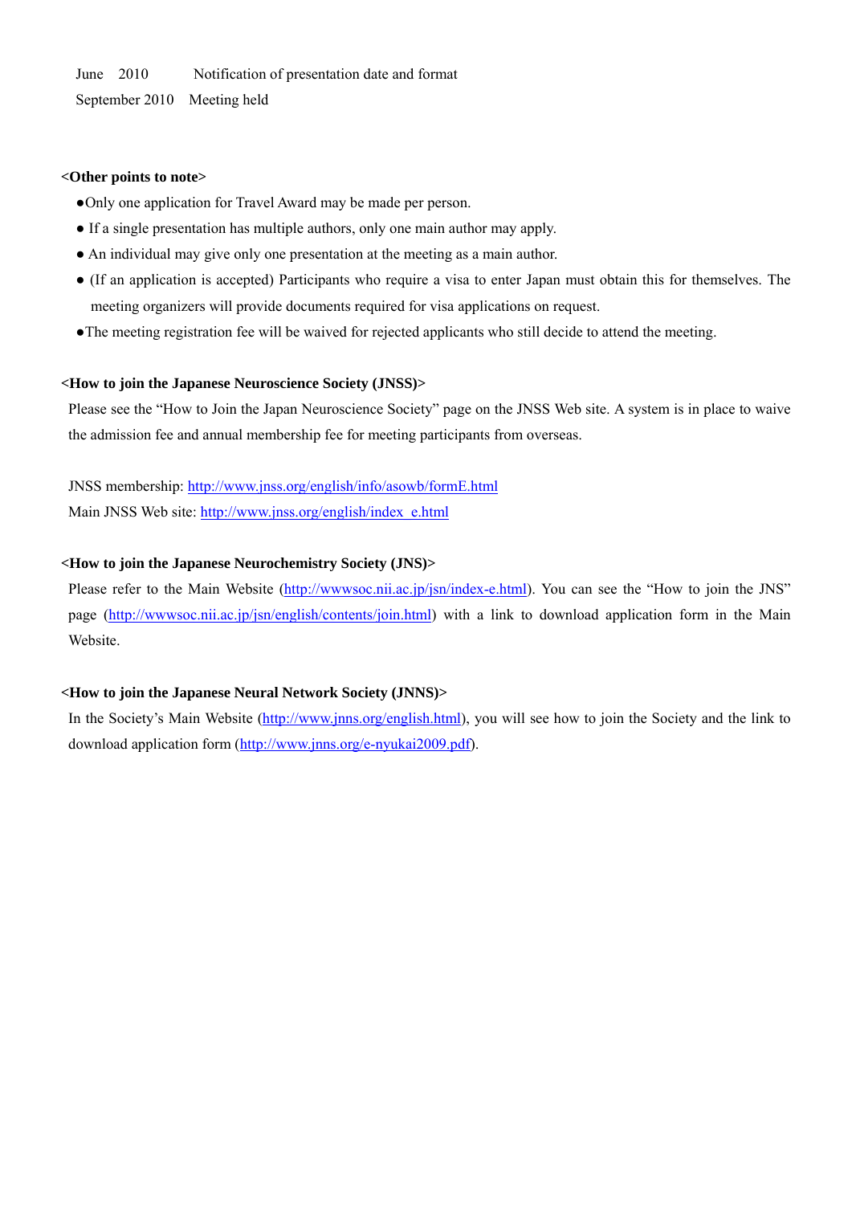| | |
|---|---|
| June 2010 | Notification of presentation date and format |
| September 2010 | Meeting held |

**<Other points to note>**

- Only one application for Travel Award may be made per person.
- If a single presentation has multiple authors, only one main author may apply.
- An individual may give only one presentation at the meeting as a main author.
- (If an application is accepted) Participants who require a visa to enter Japan must obtain this for themselves. The meeting organizers will provide documents required for visa applications on request.
- The meeting registration fee will be waived for rejected applicants who still decide to attend the meeting.

**<How to join the Japanese Neuroscience Society (JNSS)>**

Please see the "How to Join the Japan Neuroscience Society" page on the JNSS Web site. A system is in place to waive the admission fee and annual membership fee for meeting participants from overseas.

JNSS membership: http://www.jnss.org/english/info/asowb/formE.html

Main JNSS Web site: http://www.jnss.org/english/index_e.html

**<How to join the Japanese Neurochemistry Society (JNS)>**

Please refer to the Main Website (http://wwwsoc.nii.ac.jp/jsn/index-e.html). You can see the "How to join the JNS" page (http://wwwsoc.nii.ac.jp/jsn/english/contents/join.html) with a link to download application form in the Main Website.

**<How to join the Japanese Neural Network Society (JNNS)>**

In the Society's Main Website (http://www.jnns.org/english.html), you will see how to join the Society and the link to download application form (http://www.jnns.org/e-nyukai2009.pdf).